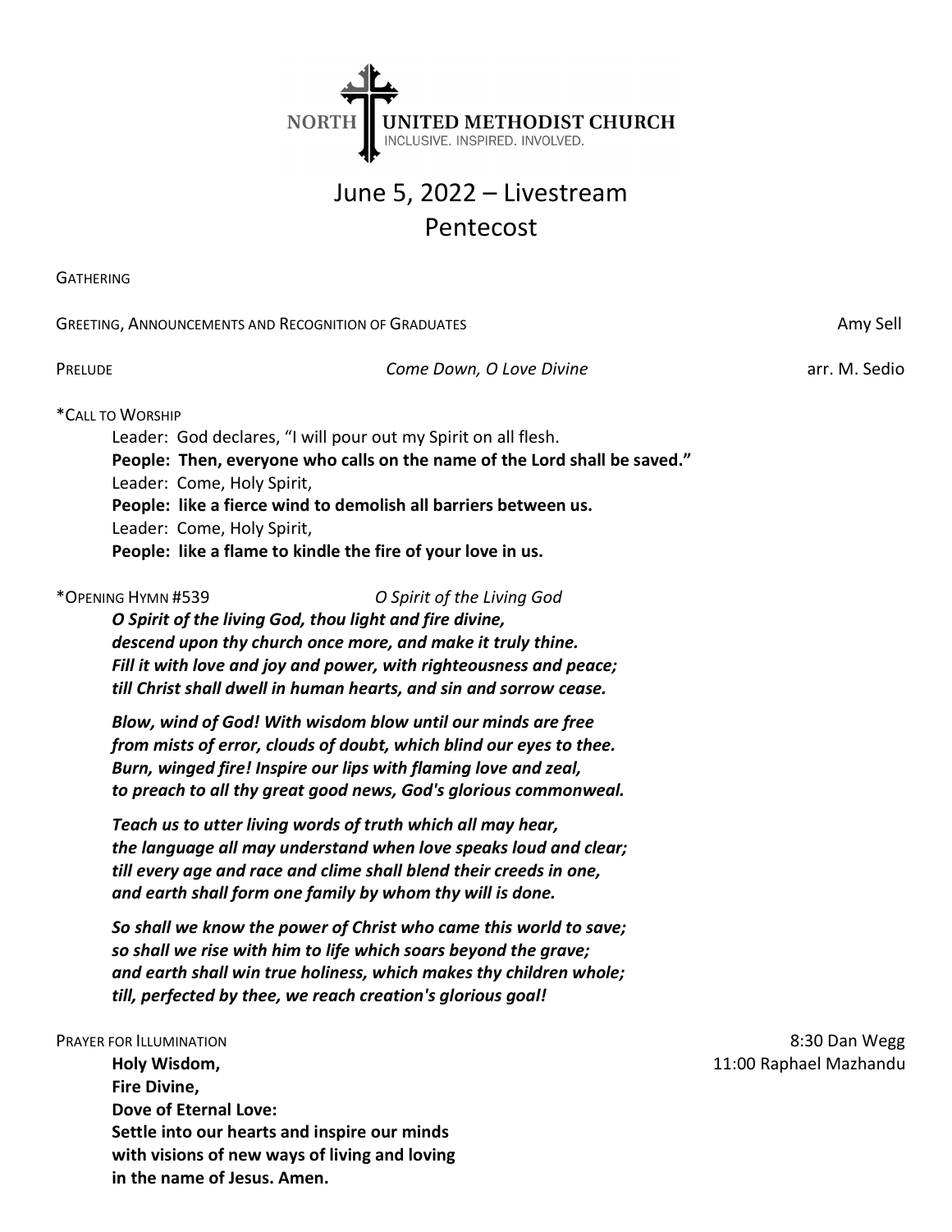NORTH UNITED METHODIST CHURCH
INCLUSIVE. INSPIRED. INVOLVED.

# June 5, 2022 – Livestream
# Pentecost

GATHERING

GREETING, ANNOUNCEMENTS AND RECOGNITION OF GRADUATES — Amy Sell

PRELUDE — *Come Down, O Love Divine* — arr. M. Sedio

*CALL TO WORSHIP

Leader: God declares, "I will pour out my Spirit on all flesh.
**People: Then, everyone who calls on the name of the Lord shall be saved."**
Leader: Come, Holy Spirit,
**People: like a fierce wind to demolish all barriers between us.**
Leader: Come, Holy Spirit,
**People: like a flame to kindle the fire of your love in us.**

*OPENING HYMN #539 — *O Spirit of the Living God*

***O Spirit of the living God, thou light and fire divine,***
***descend upon thy church once more, and make it truly thine.***
***Fill it with love and joy and power, with righteousness and peace;***
***till Christ shall dwell in human hearts, and sin and sorrow cease.***

***Blow, wind of God! With wisdom blow until our minds are free***
***from mists of error, clouds of doubt, which blind our eyes to thee.***
***Burn, winged fire! Inspire our lips with flaming love and zeal,***
***to preach to all thy great good news, God's glorious commonweal.***

***Teach us to utter living words of truth which all may hear,***
***the language all may understand when love speaks loud and clear;***
***till every age and race and clime shall blend their creeds in one,***
***and earth shall form one family by whom thy will is done.***

***So shall we know the power of Christ who came this world to save;***
***so shall we rise with him to life which soars beyond the grave;***
***and earth shall win true holiness, which makes thy children whole;***
***till, perfected by thee, we reach creation's glorious goal!***

PRAYER FOR ILLUMINATION — 8:30 Dan Wegg, 11:00 Raphael Mazhandu

**Holy Wisdom,**
**Fire Divine,**
**Dove of Eternal Love:**
**Settle into our hearts and inspire our minds**
**with visions of new ways of living and loving**
**in the name of Jesus. Amen.**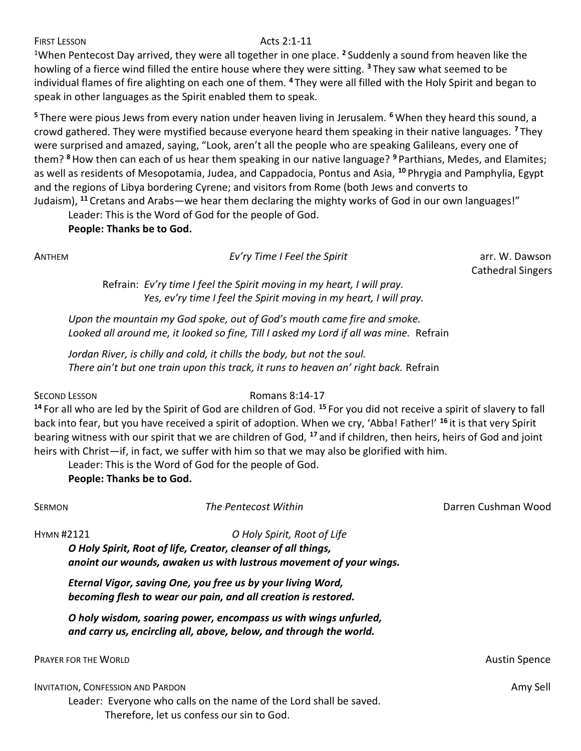FIRST LESSON Acts 2:1-11

[1]When Pentecost Day arrived, they were all together in one place. **2** Suddenly a sound from heaven like the howling of a fierce wind filled the entire house where they were sitting. **3** They saw what seemed to be individual flames of fire alighting on each one of them. **4** They were all filled with the Holy Spirit and began to speak in other languages as the Spirit enabled them to speak.

**5** There were pious Jews from every nation under heaven living in Jerusalem. **6** When they heard this sound, a crowd gathered. They were mystified because everyone heard them speaking in their native languages. **7** They were surprised and amazed, saying, "Look, aren't all the people who are speaking Galileans, every one of them? **8** How then can each of us hear them speaking in our native language? **9** Parthians, Medes, and Elamites; as well as residents of Mesopotamia, Judea, and Cappadocia, Pontus and Asia, **10** Phrygia and Pamphylia, Egypt and the regions of Libya bordering Cyrene; and visitors from Rome (both Jews and converts to Judaism), **11** Cretans and Arabs—we hear them declaring the mighty works of God in our own languages!"

Leader: This is the Word of God for the people of God.
**People: Thanks be to God.**

ANTHEM *Ev'ry Time I Feel the Spirit* arr. W. Dawson
Cathedral Singers

Refrain: *Ev'ry time I feel the Spirit moving in my heart, I will pray.*
*Yes, ev'ry time I feel the Spirit moving in my heart, I will pray.*

*Upon the mountain my God spoke, out of God's mouth came fire and smoke.*
*Looked all around me, it looked so fine, Till I asked my Lord if all was mine.* Refrain

*Jordan River, is chilly and cold, it chills the body, but not the soul.*
*There ain't but one train upon this track, it runs to heaven an' right back.* Refrain

SECOND LESSON Romans 8:14-17

**14** For all who are led by the Spirit of God are children of God. **15** For you did not receive a spirit of slavery to fall back into fear, but you have received a spirit of adoption. When we cry, 'Abba! Father!' **16** it is that very Spirit bearing witness with our spirit that we are children of God, **17** and if children, then heirs, heirs of God and joint heirs with Christ—if, in fact, we suffer with him so that we may also be glorified with him.

Leader: This is the Word of God for the people of God.
**People: Thanks be to God.**

SERMON *The Pentecost Within* Darren Cushman Wood

HYMN #2121 *O Holy Spirit, Root of Life*

***O Holy Spirit, Root of life, Creator, cleanser of all things,***
***anoint our wounds, awaken us with lustrous movement of your wings.***

***Eternal Vigor, saving One, you free us by your living Word,***
***becoming flesh to wear our pain, and all creation is restored.***

***O holy wisdom, soaring power, encompass us with wings unfurled,***
***and carry us, encircling all, above, below, and through the world.***

PRAYER FOR THE WORLD Austin Spence

INVITATION, CONFESSION AND PARDON Amy Sell

Leader: Everyone who calls on the name of the Lord shall be saved.
Therefore, let us confess our sin to God.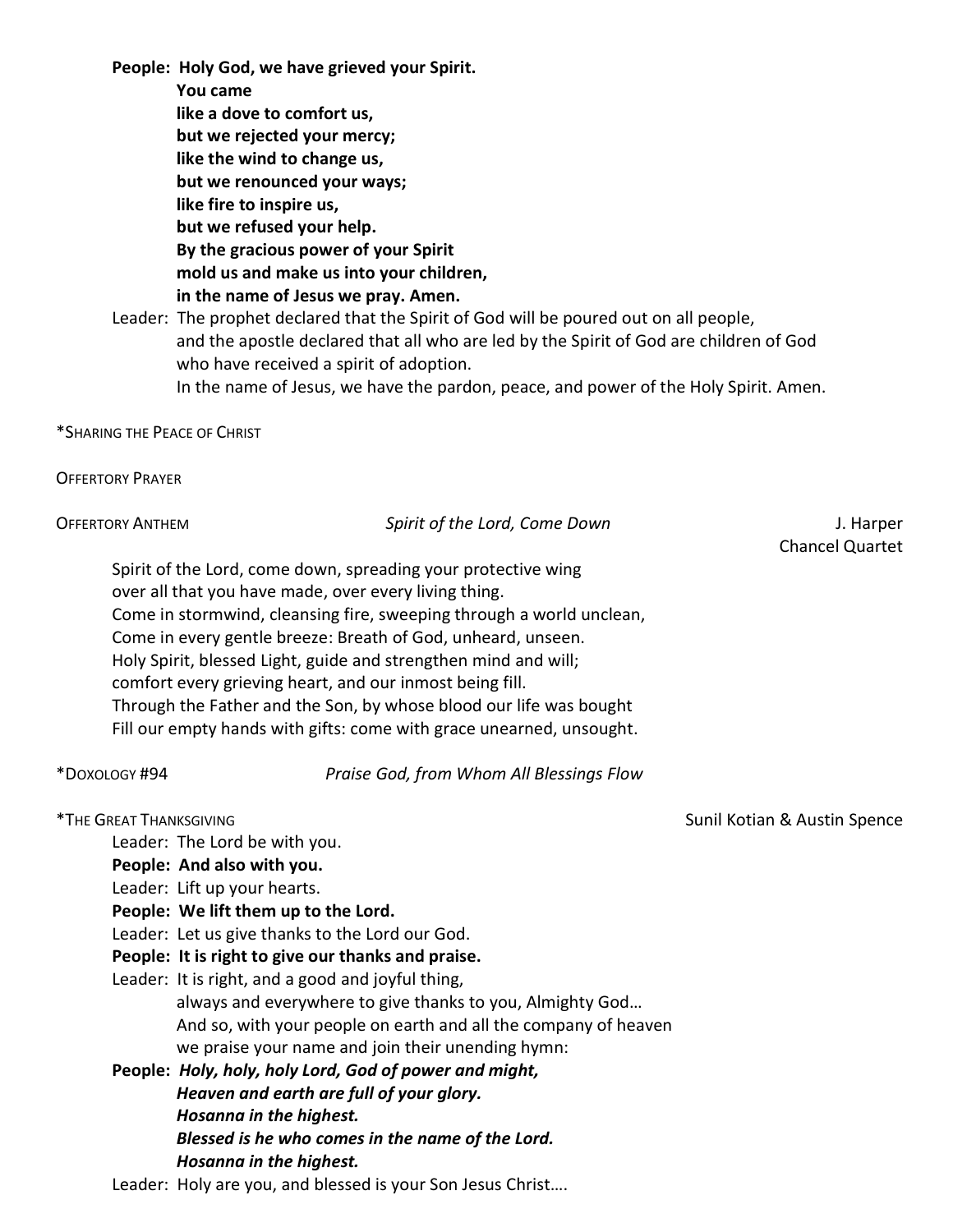**People: Holy God, we have grieved your Spirit.**
**You came**
**like a dove to comfort us,**
**but we rejected your mercy;**
**like the wind to change us,**
**but we renounced your ways;**
**like fire to inspire us,**
**but we refused your help.**
**By the gracious power of your Spirit**
**mold us and make us into your children,**
**in the name of Jesus we pray. Amen.**

Leader: The prophet declared that the Spirit of God will be poured out on all people,
and the apostle declared that all who are led by the Spirit of God are children of God
who have received a spirit of adoption.
In the name of Jesus, we have the pardon, peace, and power of the Holy Spirit. Amen.

*SHARING THE PEACE OF CHRIST

OFFERTORY PRAYER

OFFERTORY ANTHEM — *Spirit of the Lord, Come Down* — J. Harper
Chancel Quartet

Spirit of the Lord, come down, spreading your protective wing
over all that you have made, over every living thing.
Come in stormwind, cleansing fire, sweeping through a world unclean,
Come in every gentle breeze: Breath of God, unheard, unseen.
Holy Spirit, blessed Light, guide and strengthen mind and will;
comfort every grieving heart, and our inmost being fill.
Through the Father and the Son, by whose blood our life was bought
Fill our empty hands with gifts: come with grace unearned, unsought.

*DOXOLOGY #94 — *Praise God, from Whom All Blessings Flow*

*THE GREAT THANKSGIVING — Sunil Kotian & Austin Spence

Leader: The Lord be with you.
**People: And also with you.**
Leader: Lift up your hearts.
**People: We lift them up to the Lord.**
Leader: Let us give thanks to the Lord our God.
**People: It is right to give our thanks and praise.**
Leader: It is right, and a good and joyful thing,
always and everywhere to give thanks to you, Almighty God…
And so, with your people on earth and all the company of heaven
we praise your name and join their unending hymn:
**People:** ***Holy, holy, holy Lord, God of power and might,***
***Heaven and earth are full of your glory.***
***Hosanna in the highest.***
***Blessed is he who comes in the name of the Lord.***
***Hosanna in the highest.***
Leader: Holy are you, and blessed is your Son Jesus Christ….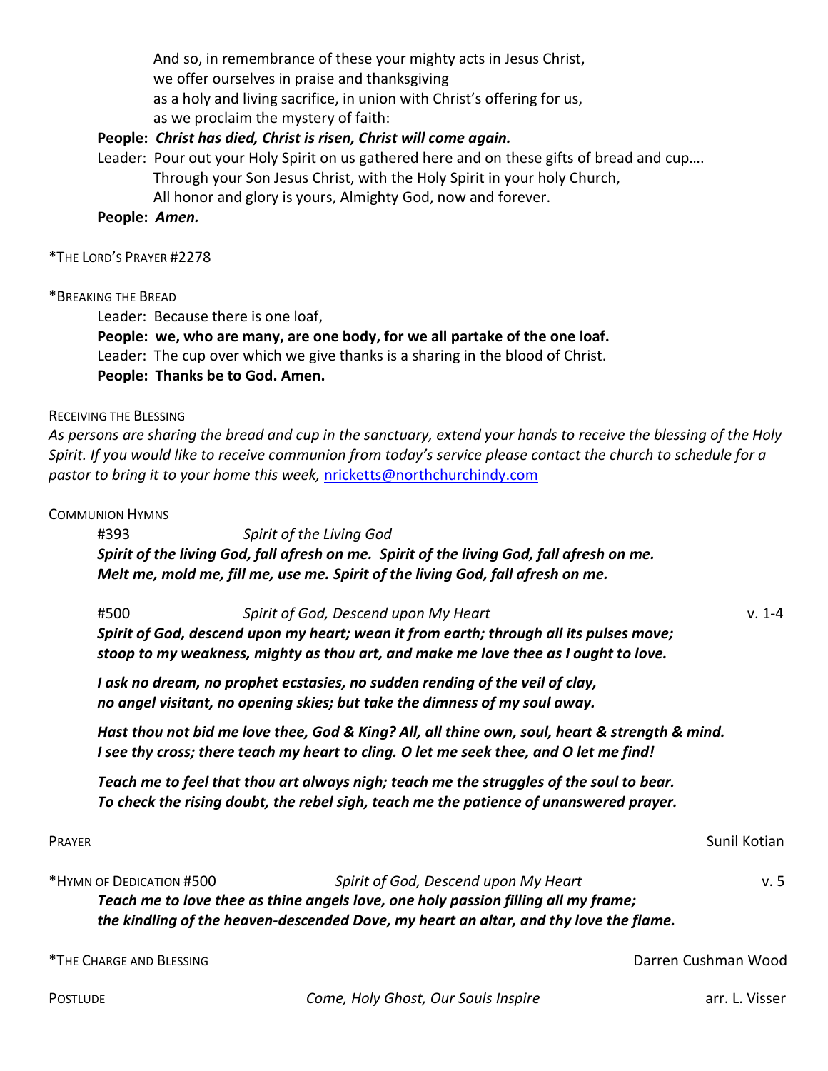And so, in remembrance of these your mighty acts in Jesus Christ,
we offer ourselves in praise and thanksgiving
as a holy and living sacrifice, in union with Christ's offering for us,
as we proclaim the mystery of faith:

**People:** ***Christ has died, Christ is risen, Christ will come again.***

Leader: Pour out your Holy Spirit on us gathered here and on these gifts of bread and cup….
Through your Son Jesus Christ, with the Holy Spirit in your holy Church,
All honor and glory is yours, Almighty God, now and forever.

**People:** ***Amen.***

*THE LORD'S PRAYER #2278

*BREAKING THE BREAD

Leader: Because there is one loaf,

**People: we, who are many, are one body, for we all partake of the one loaf.**

Leader: The cup over which we give thanks is a sharing in the blood of Christ.

**People: Thanks be to God. Amen.**

RECEIVING THE BLESSING

*As persons are sharing the bread and cup in the sanctuary, extend your hands to receive the blessing of the Holy Spirit. If you would like to receive communion from today's service please contact the church to schedule for a pastor to bring it to your home this week,* nricketts@northchurchindy.com

COMMUNION HYMNS

#393 *Spirit of the Living God*

***Spirit of the living God, fall afresh on me. Spirit of the living God, fall afresh on me.
Melt me, mold me, fill me, use me. Spirit of the living God, fall afresh on me.***

#500 *Spirit of God, Descend upon My Heart* v. 1-4

***Spirit of God, descend upon my heart; wean it from earth; through all its pulses move;
stoop to my weakness, mighty as thou art, and make me love thee as I ought to love.***

***I ask no dream, no prophet ecstasies, no sudden rending of the veil of clay,
no angel visitant, no opening skies; but take the dimness of my soul away.***

***Hast thou not bid me love thee, God & King? All, all thine own, soul, heart & strength & mind.
I see thy cross; there teach my heart to cling. O let me seek thee, and O let me find!***

***Teach me to feel that thou art always nigh; teach me the struggles of the soul to bear.
To check the rising doubt, the rebel sigh, teach me the patience of unanswered prayer.***

PRAYER Sunil Kotian

*HYMN OF DEDICATION #500 *Spirit of God, Descend upon My Heart* v. 5

***Teach me to love thee as thine angels love, one holy passion filling all my frame;
the kindling of the heaven-descended Dove, my heart an altar, and thy love the flame.***

*THE CHARGE AND BLESSING Darren Cushman Wood

POSTLUDE *Come, Holy Ghost, Our Souls Inspire* arr. L. Visser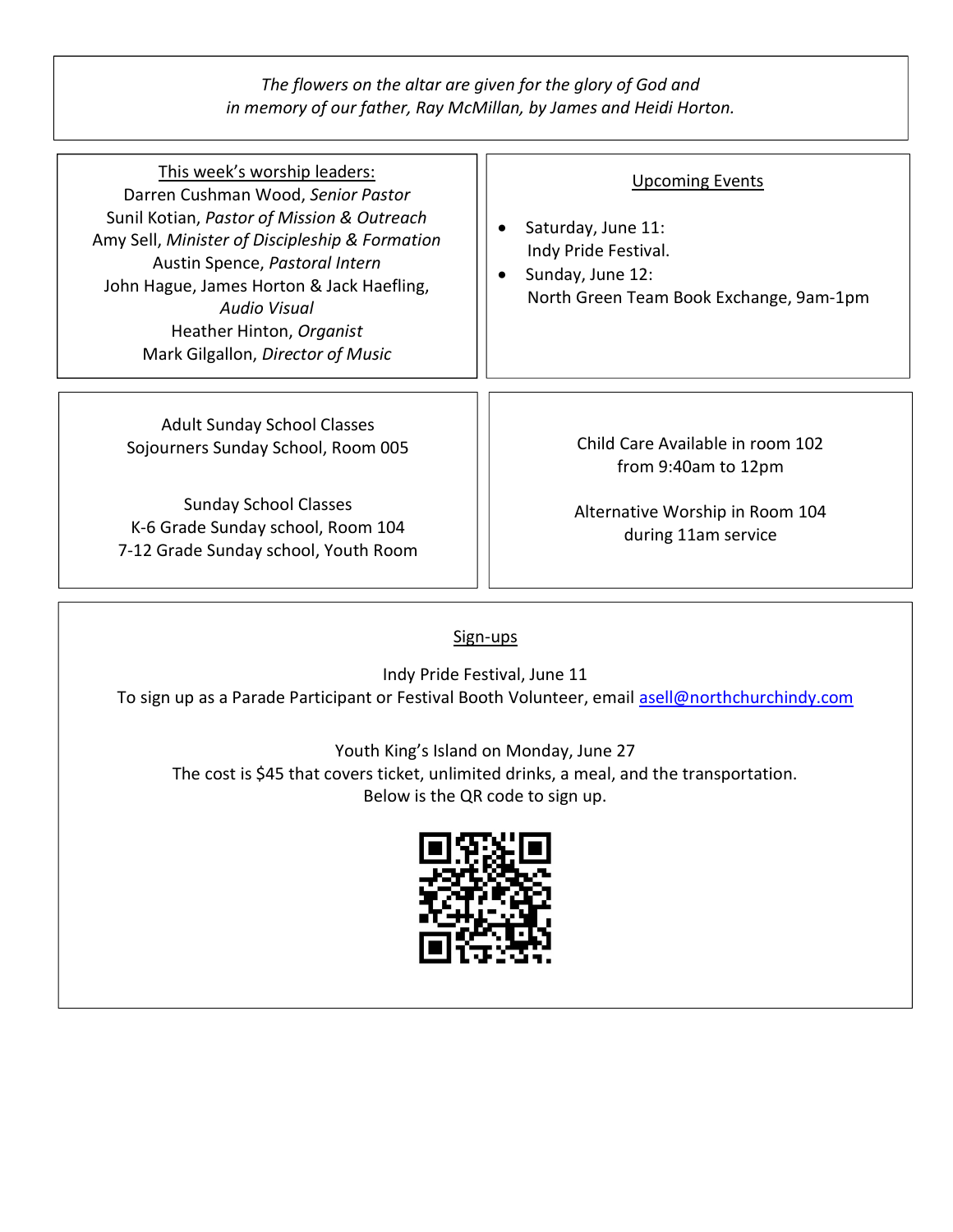*The flowers on the altar are given for the glory of God and in memory of our father, Ray McMillan, by James and Heidi Horton.*

This week's worship leaders:

Darren Cushman Wood, *Senior Pastor*
Sunil Kotian, *Pastor of Mission & Outreach*
Amy Sell, *Minister of Discipleship & Formation*
Austin Spence, *Pastoral Intern*
John Hague, James Horton & Jack Haefling, *Audio Visual*
Heather Hinton, *Organist*
Mark Gilgallon, *Director of Music*

Upcoming Events

- Saturday, June 11:
  Indy Pride Festival.
- Sunday, June 12:
  North Green Team Book Exchange, 9am-1pm

Adult Sunday School Classes
Sojourners Sunday School, Room 005

Sunday School Classes
K-6 Grade Sunday school, Room 104
7-12 Grade Sunday school, Youth Room

Child Care Available in room 102
from 9:40am to 12pm

Alternative Worship in Room 104
during 11am service

Sign-ups

Indy Pride Festival, June 11
To sign up as a Parade Participant or Festival Booth Volunteer, email asell@northchurchindy.com

Youth King's Island on Monday, June 27
The cost is $45 that covers ticket, unlimited drinks, a meal, and the transportation.
Below is the QR code to sign up.